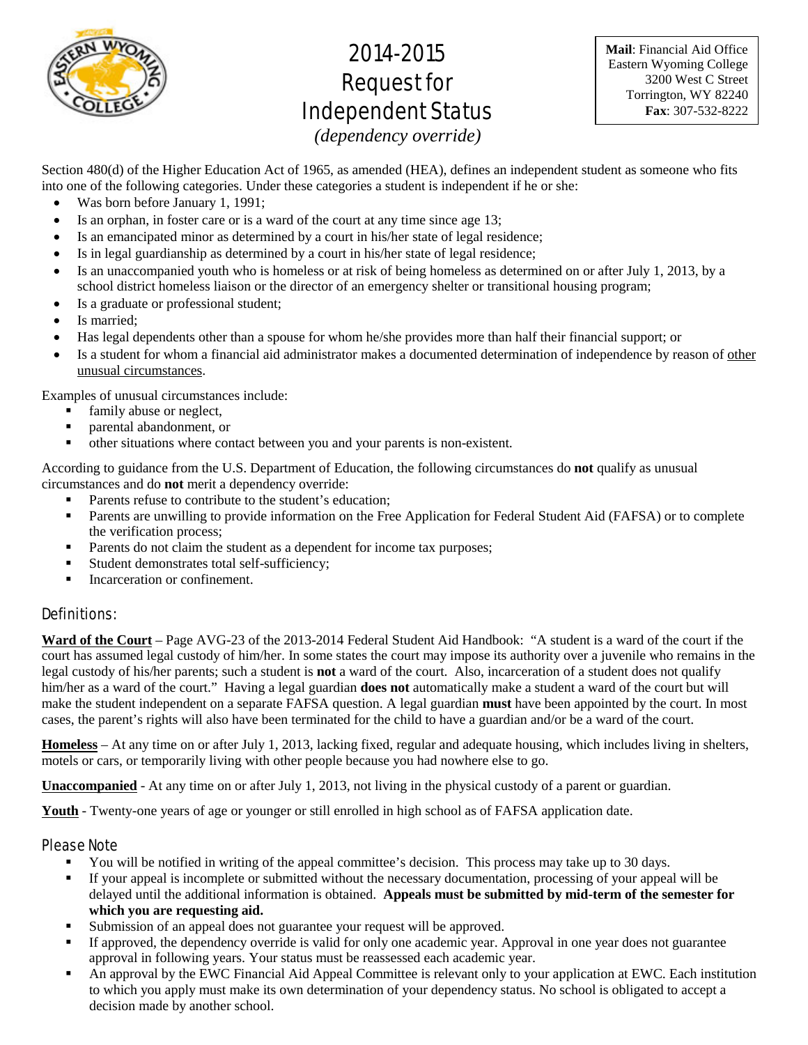# 2014-2015 Request for Independent Status

*(dependency override)*

**Mail**: Financial Aid Office
Eastern Wyoming College
3200 West C Street
Torrington, WY 82240
**Fax**: 307-532-8222

Section 480(d) of the Higher Education Act of 1965, as amended (HEA), defines an independent student as someone who fits into one of the following categories. Under these categories a student is independent if he or she:

- Was born before January 1, 1991;
- Is an orphan, in foster care or is a ward of the court at any time since age 13;
- Is an emancipated minor as determined by a court in his/her state of legal residence;
- Is in legal guardianship as determined by a court in his/her state of legal residence;
- Is an unaccompanied youth who is homeless or at risk of being homeless as determined on or after July 1, 2013, by a school district homeless liaison or the director of an emergency shelter or transitional housing program;
- Is a graduate or professional student;
- Is married;
- Has legal dependents other than a spouse for whom he/she provides more than half their financial support; or
- Is a student for whom a financial aid administrator makes a documented determination of independence by reason of other unusual circumstances.

Examples of unusual circumstances include:

- family abuse or neglect,
- parental abandonment, or
- other situations where contact between you and your parents is non-existent.

According to guidance from the U.S. Department of Education, the following circumstances do **not** qualify as unusual circumstances and do **not** merit a dependency override:

- Parents refuse to contribute to the student's education;
- Parents are unwilling to provide information on the Free Application for Federal Student Aid (FAFSA) or to complete the verification process;
- Parents do not claim the student as a dependent for income tax purposes;
- Student demonstrates total self-sufficiency;
- Incarceration or confinement.

## Definitions:

**Ward of the Court** – Page AVG-23 of the 2013-2014 Federal Student Aid Handbook: "A student is a ward of the court if the court has assumed legal custody of him/her. In some states the court may impose its authority over a juvenile who remains in the legal custody of his/her parents; such a student is **not** a ward of the court. Also, incarceration of a student does not qualify him/her as a ward of the court." Having a legal guardian **does not** automatically make a student a ward of the court but will make the student independent on a separate FAFSA question. A legal guardian **must** have been appointed by the court. In most cases, the parent's rights will also have been terminated for the child to have a guardian and/or be a ward of the court.

**Homeless** – At any time on or after July 1, 2013, lacking fixed, regular and adequate housing, which includes living in shelters, motels or cars, or temporarily living with other people because you had nowhere else to go.

**Unaccompanied** - At any time on or after July 1, 2013, not living in the physical custody of a parent or guardian.

**Youth** - Twenty-one years of age or younger or still enrolled in high school as of FAFSA application date.

## Please Note

- You will be notified in writing of the appeal committee's decision. This process may take up to 30 days.
- If your appeal is incomplete or submitted without the necessary documentation, processing of your appeal will be delayed until the additional information is obtained. **Appeals must be submitted by mid-term of the semester for which you are requesting aid.**
- Submission of an appeal does not guarantee your request will be approved.
- If approved, the dependency override is valid for only one academic year. Approval in one year does not guarantee approval in following years. Your status must be reassessed each academic year.
- An approval by the EWC Financial Aid Appeal Committee is relevant only to your application at EWC. Each institution to which you apply must make its own determination of your dependency status. No school is obligated to accept a decision made by another school.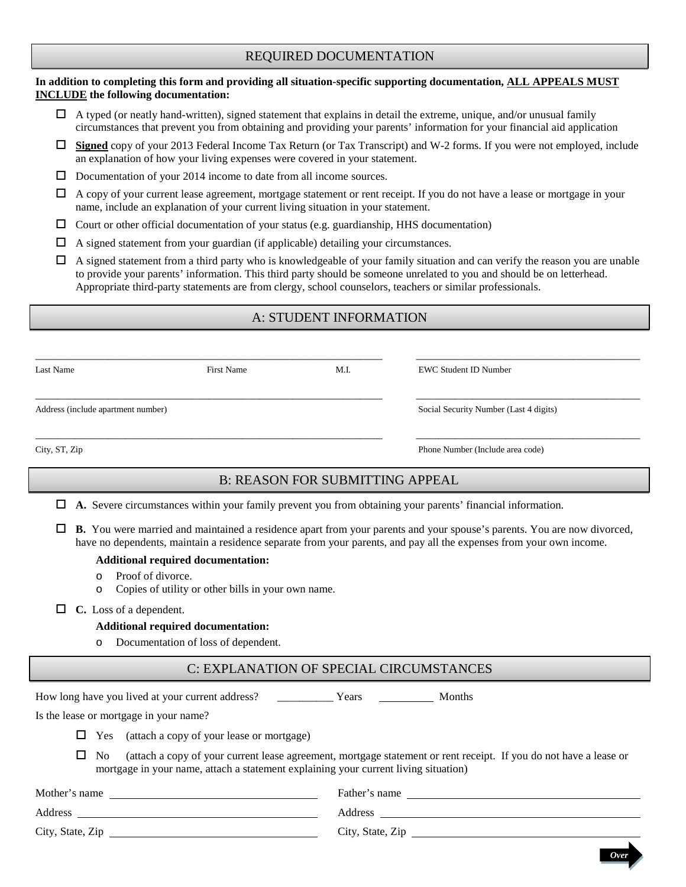## REQUIRED DOCUMENTATION

**In addition to completing this form and providing all situation-specific supporting documentation, ALL APPEALS MUST INCLUDE the following documentation:**

- ☐ A typed (or neatly hand-written), signed statement that explains in detail the extreme, unique, and/or unusual family circumstances that prevent you from obtaining and providing your parents' information for your financial aid application
- ☐ **Signed** copy of your 2013 Federal Income Tax Return (or Tax Transcript) and W-2 forms. If you were not employed, include an explanation of how your living expenses were covered in your statement.
- ☐ Documentation of your 2014 income to date from all income sources.
- ☐ A copy of your current lease agreement, mortgage statement or rent receipt. If you do not have a lease or mortgage in your name, include an explanation of your current living situation in your statement.
- ☐ Court or other official documentation of your status (e.g. guardianship, HHS documentation)
- ☐ A signed statement from your guardian (if applicable) detailing your circumstances.
- ☐ A signed statement from a third party who is knowledgeable of your family situation and can verify the reason you are unable to provide your parents' information. This third party should be someone unrelated to you and should be on letterhead. Appropriate third-party statements are from clergy, school counselors, teachers or similar professionals.

## A: STUDENT INFORMATION

| | | | |
|---|---|---|---|
| Last Name | First Name | M.I. | EWC Student ID Number |
| Address (include apartment number) | | | Social Security Number (Last 4 digits) |
| City, ST, Zip | | | Phone Number (Include area code) |

## B: REASON FOR SUBMITTING APPEAL

- ☐ **A.** Severe circumstances within your family prevent you from obtaining your parents' financial information.
- ☐ **B.** You were married and maintained a residence apart from your parents and your spouse's parents. You are now divorced, have no dependents, maintain a residence separate from your parents, and pay all the expenses from your own income.

  **Additional required documentation:**
  - Proof of divorce.
  - Copies of utility or other bills in your own name.
- ☐ **C.** Loss of a dependent.

  **Additional required documentation:**
  - Documentation of loss of dependent.

## C: EXPLANATION OF SPECIAL CIRCUMSTANCES

How long have you lived at your current address? __________ Years __________ Months

Is the lease or mortgage in your name?

- ☐ Yes (attach a copy of your lease or mortgage)
- ☐ No (attach a copy of your current lease agreement, mortgage statement or rent receipt. If you do not have a lease or mortgage in your name, attach a statement explaining your current living situation)

| | |
|---|---|
| Mother's name ______________________ | Father's name ______________________ |
| Address ______________________ | Address ______________________ |
| City, State, Zip ______________________ | City, State, Zip ______________________ |

*Over*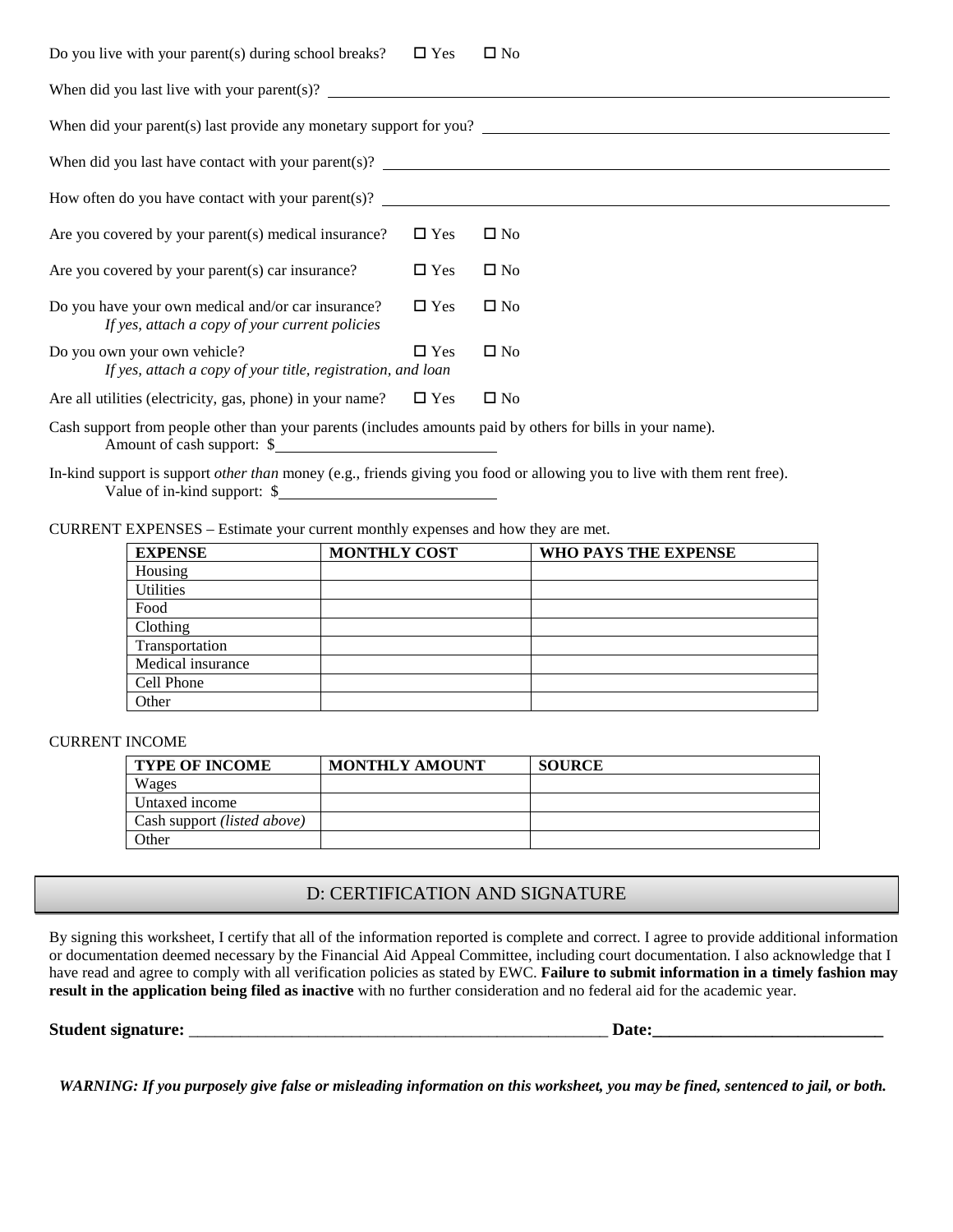Do you live with your parent(s) during school breaks? ☐ Yes ☐ No

When did you last live with your parent(s)? ______________________________

When did your parent(s) last provide any monetary support for you? ______________________________

When did you last have contact with your parent(s)? ______________________________

How often do you have contact with your parent(s)? ______________________________

Are you covered by your parent(s) medical insurance? ☐ Yes ☐ No

Are you covered by your parent(s) car insurance? ☐ Yes ☐ No

Do you have your own medical and/or car insurance? ☐ Yes ☐ No
*If yes, attach a copy of your current policies*

Do you own your own vehicle? ☐ Yes ☐ No
*If yes, attach a copy of your title, registration, and loan*

Are all utilities (electricity, gas, phone) in your name? ☐ Yes ☐ No

Cash support from people other than your parents (includes amounts paid by others for bills in your name).
Amount of cash support: $______________________

In-kind support is support *other than* money (e.g., friends giving you food or allowing you to live with them rent free).
Value of in-kind support: $______________________

CURRENT EXPENSES – Estimate your current monthly expenses and how they are met.

| EXPENSE | MONTHLY COST | WHO PAYS THE EXPENSE |
|---|---|---|
| Housing | | |
| Utilities | | |
| Food | | |
| Clothing | | |
| Transportation | | |
| Medical insurance | | |
| Cell Phone | | |
| Other | | |

CURRENT INCOME

| TYPE OF INCOME | MONTHLY AMOUNT | SOURCE |
|---|---|---|
| Wages | | |
| Untaxed income | | |
| Cash support *(listed above)* | | |
| Other | | |

## D: CERTIFICATION AND SIGNATURE

By signing this worksheet, I certify that all of the information reported is complete and correct. I agree to provide additional information or documentation deemed necessary by the Financial Aid Appeal Committee, including court documentation. I also acknowledge that I have read and agree to comply with all verification policies as stated by EWC. **Failure to submit information in a timely fashion may result in the application being filed as inactive** with no further consideration and no federal aid for the academic year.

**Student signature:** ______________________________________________ **Date:**__________________________

***WARNING: If you purposely give false or misleading information on this worksheet, you may be fined, sentenced to jail, or both.***